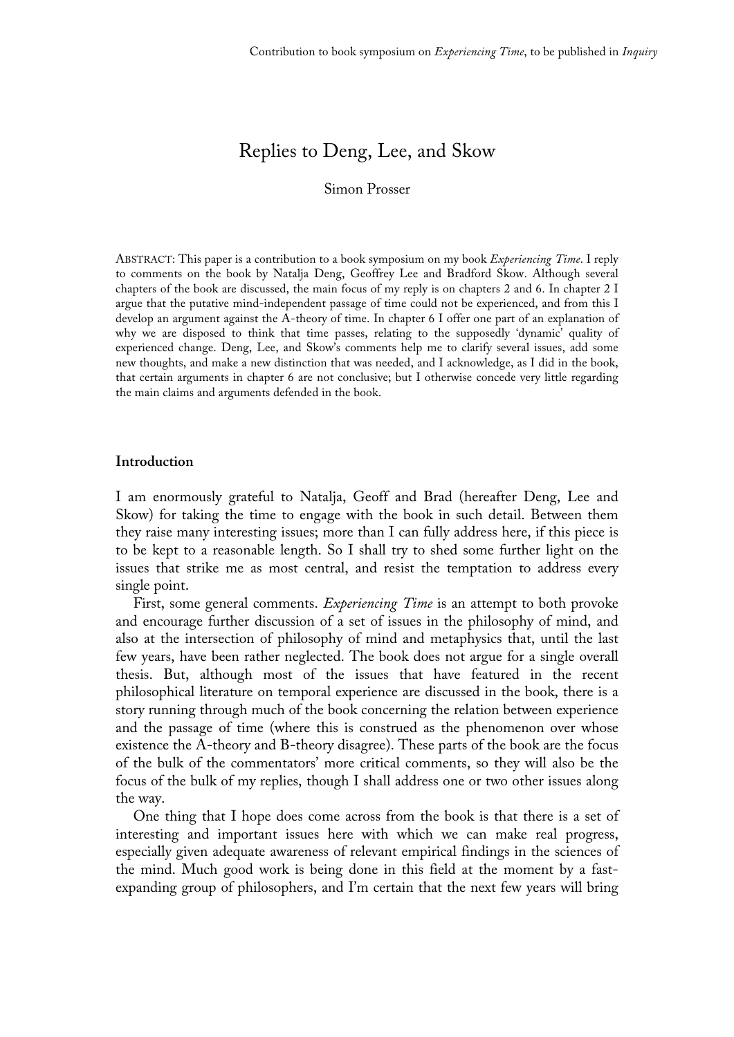Contribution to book symposium on *Experiencing Time*, to be published in *Inquiry*

# Replies to Deng, Lee, and Skow

Simon Prosser

ABSTRACT: This paper is a contribution to a book symposium on my book *Experiencing Time*. I reply to comments on the book by Natalja Deng, Geoffrey Lee and Bradford Skow. Although several chapters of the book are discussed, the main focus of my reply is on chapters 2 and 6. In chapter 2 I argue that the putative mind-independent passage of time could not be experienced, and from this I develop an argument against the A-theory of time. In chapter 6 I offer one part of an explanation of why we are disposed to think that time passes, relating to the supposedly 'dynamic' quality of experienced change. Deng, Lee, and Skow's comments help me to clarify several issues, add some new thoughts, and make a new distinction that was needed, and I acknowledge, as I did in the book, that certain arguments in chapter 6 are not conclusive; but I otherwise concede very little regarding the main claims and arguments defended in the book.

## Introduction

I am enormously grateful to Natalja, Geoff and Brad (hereafter Deng, Lee and Skow) for taking the time to engage with the book in such detail. Between them they raise many interesting issues; more than I can fully address here, if this piece is to be kept to a reasonable length. So I shall try to shed some further light on the issues that strike me as most central, and resist the temptation to address every single point.

First, some general comments. *Experiencing Time* is an attempt to both provoke and encourage further discussion of a set of issues in the philosophy of mind, and also at the intersection of philosophy of mind and metaphysics that, until the last few years, have been rather neglected. The book does not argue for a single overall thesis. But, although most of the issues that have featured in the recent philosophical literature on temporal experience are discussed in the book, there is a story running through much of the book concerning the relation between experience and the passage of time (where this is construed as the phenomenon over whose existence the A-theory and B-theory disagree). These parts of the book are the focus of the bulk of the commentators' more critical comments, so they will also be the focus of the bulk of my replies, though I shall address one or two other issues along the way.

One thing that I hope does come across from the book is that there is a set of interesting and important issues here with which we can make real progress, especially given adequate awareness of relevant empirical findings in the sciences of the mind. Much good work is being done in this field at the moment by a fast-expanding group of philosophers, and I'm certain that the next few years will bring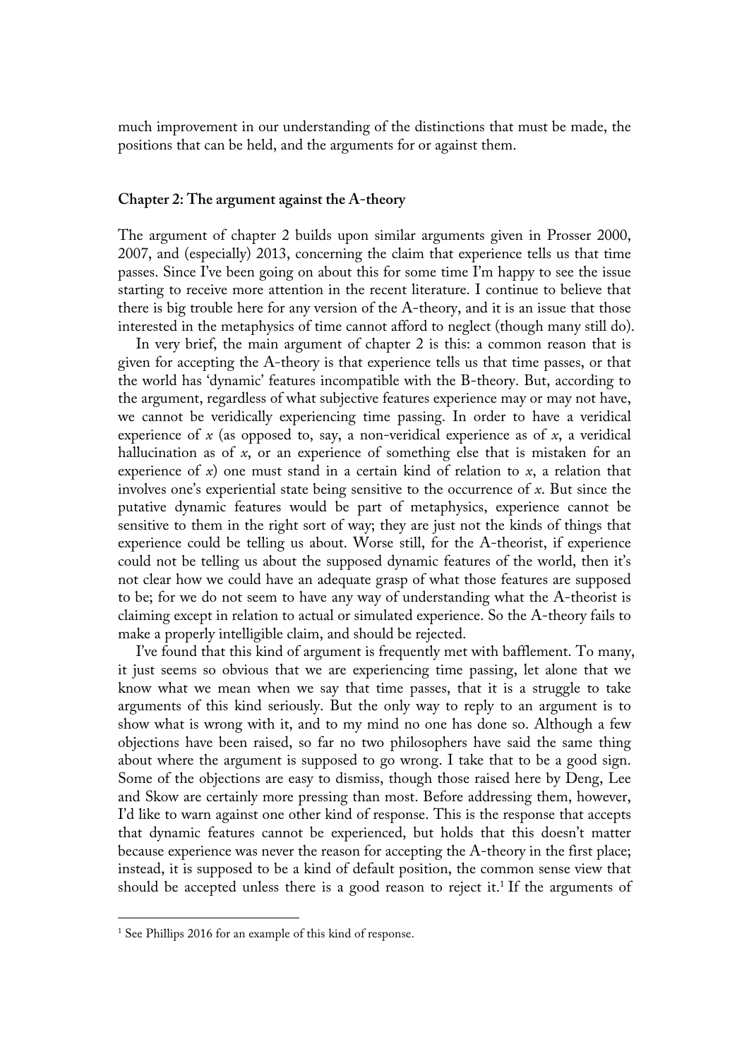much improvement in our understanding of the distinctions that must be made, the positions that can be held, and the arguments for or against them.

### Chapter 2: The argument against the A-theory

The argument of chapter 2 builds upon similar arguments given in Prosser 2000, 2007, and (especially) 2013, concerning the claim that experience tells us that time passes. Since I've been going on about this for some time I'm happy to see the issue starting to receive more attention in the recent literature. I continue to believe that there is big trouble here for any version of the A-theory, and it is an issue that those interested in the metaphysics of time cannot afford to neglect (though many still do).

In very brief, the main argument of chapter 2 is this: a common reason that is given for accepting the A-theory is that experience tells us that time passes, or that the world has 'dynamic' features incompatible with the B-theory. But, according to the argument, regardless of what subjective features experience may or may not have, we cannot be veridically experiencing time passing. In order to have a veridical experience of *x* (as opposed to, say, a non-veridical experience as of *x*, a veridical hallucination as of *x*, or an experience of something else that is mistaken for an experience of *x*) one must stand in a certain kind of relation to *x*, a relation that involves one's experiential state being sensitive to the occurrence of *x*. But since the putative dynamic features would be part of metaphysics, experience cannot be sensitive to them in the right sort of way; they are just not the kinds of things that experience could be telling us about. Worse still, for the A-theorist, if experience could not be telling us about the supposed dynamic features of the world, then it's not clear how we could have an adequate grasp of what those features are supposed to be; for we do not seem to have any way of understanding what the A-theorist is claiming except in relation to actual or simulated experience. So the A-theory fails to make a properly intelligible claim, and should be rejected.

I've found that this kind of argument is frequently met with bafflement. To many, it just seems so obvious that we are experiencing time passing, let alone that we know what we mean when we say that time passes, that it is a struggle to take arguments of this kind seriously. But the only way to reply to an argument is to show what is wrong with it, and to my mind no one has done so. Although a few objections have been raised, so far no two philosophers have said the same thing about where the argument is supposed to go wrong. I take that to be a good sign. Some of the objections are easy to dismiss, though those raised here by Deng, Lee and Skow are certainly more pressing than most. Before addressing them, however, I'd like to warn against one other kind of response. This is the response that accepts that dynamic features cannot be experienced, but holds that this doesn't matter because experience was never the reason for accepting the A-theory in the first place; instead, it is supposed to be a kind of default position, the common sense view that should be accepted unless there is a good reason to reject it.[1] If the arguments of

[1] See Phillips 2016 for an example of this kind of response.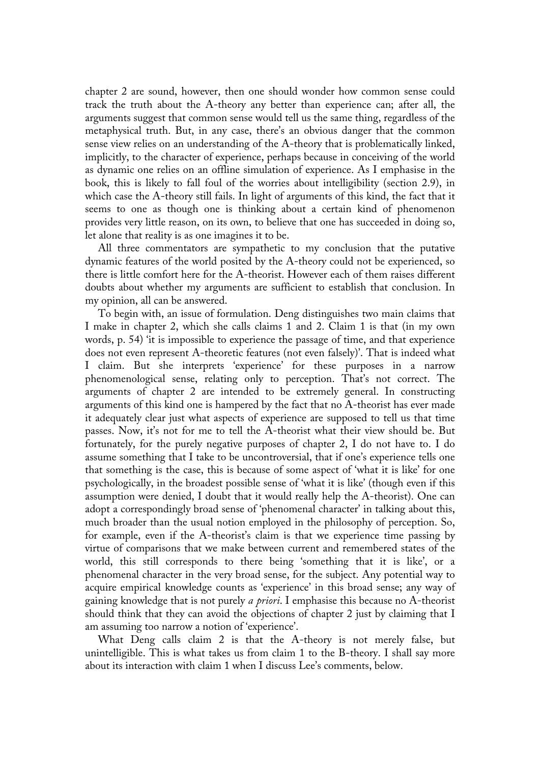chapter 2 are sound, however, then one should wonder how common sense could track the truth about the A-theory any better than experience can; after all, the arguments suggest that common sense would tell us the same thing, regardless of the metaphysical truth. But, in any case, there's an obvious danger that the common sense view relies on an understanding of the A-theory that is problematically linked, implicitly, to the character of experience, perhaps because in conceiving of the world as dynamic one relies on an offline simulation of experience. As I emphasise in the book, this is likely to fall foul of the worries about intelligibility (section 2.9), in which case the A-theory still fails. In light of arguments of this kind, the fact that it seems to one as though one is thinking about a certain kind of phenomenon provides very little reason, on its own, to believe that one has succeeded in doing so, let alone that reality is as one imagines it to be.

All three commentators are sympathetic to my conclusion that the putative dynamic features of the world posited by the A-theory could not be experienced, so there is little comfort here for the A-theorist. However each of them raises different doubts about whether my arguments are sufficient to establish that conclusion. In my opinion, all can be answered.

To begin with, an issue of formulation. Deng distinguishes two main claims that I make in chapter 2, which she calls claims 1 and 2. Claim 1 is that (in my own words, p. 54) 'it is impossible to experience the passage of time, and that experience does not even represent A-theoretic features (not even falsely)'. That is indeed what I claim. But she interprets 'experience' for these purposes in a narrow phenomenological sense, relating only to perception. That's not correct. The arguments of chapter 2 are intended to be extremely general. In constructing arguments of this kind one is hampered by the fact that no A-theorist has ever made it adequately clear just what aspects of experience are supposed to tell us that time passes. Now, it's not for me to tell the A-theorist what their view should be. But fortunately, for the purely negative purposes of chapter 2, I do not have to. I do assume something that I take to be uncontroversial, that if one's experience tells one that something is the case, this is because of some aspect of 'what it is like' for one psychologically, in the broadest possible sense of 'what it is like' (though even if this assumption were denied, I doubt that it would really help the A-theorist). One can adopt a correspondingly broad sense of 'phenomenal character' in talking about this, much broader than the usual notion employed in the philosophy of perception. So, for example, even if the A-theorist's claim is that we experience time passing by virtue of comparisons that we make between current and remembered states of the world, this still corresponds to there being 'something that it is like', or a phenomenal character in the very broad sense, for the subject. Any potential way to acquire empirical knowledge counts as 'experience' in this broad sense; any way of gaining knowledge that is not purely *a priori*. I emphasise this because no A-theorist should think that they can avoid the objections of chapter 2 just by claiming that I am assuming too narrow a notion of 'experience'.

What Deng calls claim 2 is that the A-theory is not merely false, but unintelligible. This is what takes us from claim 1 to the B-theory. I shall say more about its interaction with claim 1 when I discuss Lee's comments, below.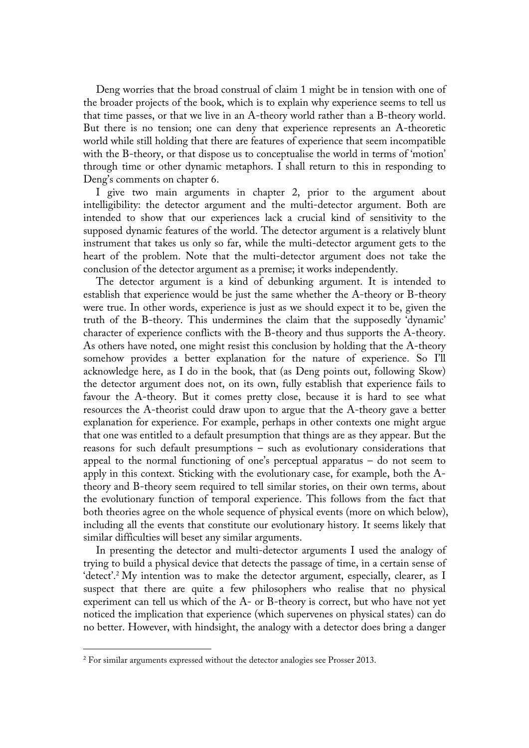Deng worries that the broad construal of claim 1 might be in tension with one of the broader projects of the book, which is to explain why experience seems to tell us that time passes, or that we live in an A-theory world rather than a B-theory world. But there is no tension; one can deny that experience represents an A-theoretic world while still holding that there are features of experience that seem incompatible with the B-theory, or that dispose us to conceptualise the world in terms of 'motion' through time or other dynamic metaphors. I shall return to this in responding to Deng's comments on chapter 6.

I give two main arguments in chapter 2, prior to the argument about intelligibility: the detector argument and the multi-detector argument. Both are intended to show that our experiences lack a crucial kind of sensitivity to the supposed dynamic features of the world. The detector argument is a relatively blunt instrument that takes us only so far, while the multi-detector argument gets to the heart of the problem. Note that the multi-detector argument does not take the conclusion of the detector argument as a premise; it works independently.

The detector argument is a kind of debunking argument. It is intended to establish that experience would be just the same whether the A-theory or B-theory were true. In other words, experience is just as we should expect it to be, given the truth of the B-theory. This undermines the claim that the supposedly 'dynamic' character of experience conflicts with the B-theory and thus supports the A-theory. As others have noted, one might resist this conclusion by holding that the A-theory somehow provides a better explanation for the nature of experience. So I'll acknowledge here, as I do in the book, that (as Deng points out, following Skow) the detector argument does not, on its own, fully establish that experience fails to favour the A-theory. But it comes pretty close, because it is hard to see what resources the A-theorist could draw upon to argue that the A-theory gave a better explanation for experience. For example, perhaps in other contexts one might argue that one was entitled to a default presumption that things are as they appear. But the reasons for such default presumptions – such as evolutionary considerations that appeal to the normal functioning of one's perceptual apparatus – do not seem to apply in this context. Sticking with the evolutionary case, for example, both the A-theory and B-theory seem required to tell similar stories, on their own terms, about the evolutionary function of temporal experience. This follows from the fact that both theories agree on the whole sequence of physical events (more on which below), including all the events that constitute our evolutionary history. It seems likely that similar difficulties will beset any similar arguments.

In presenting the detector and multi-detector arguments I used the analogy of trying to build a physical device that detects the passage of time, in a certain sense of 'detect'.[2] My intention was to make the detector argument, especially, clearer, as I suspect that there are quite a few philosophers who realise that no physical experiment can tell us which of the A- or B-theory is correct, but who have not yet noticed the implication that experience (which supervenes on physical states) can do no better. However, with hindsight, the analogy with a detector does bring a danger

[2] For similar arguments expressed without the detector analogies see Prosser 2013.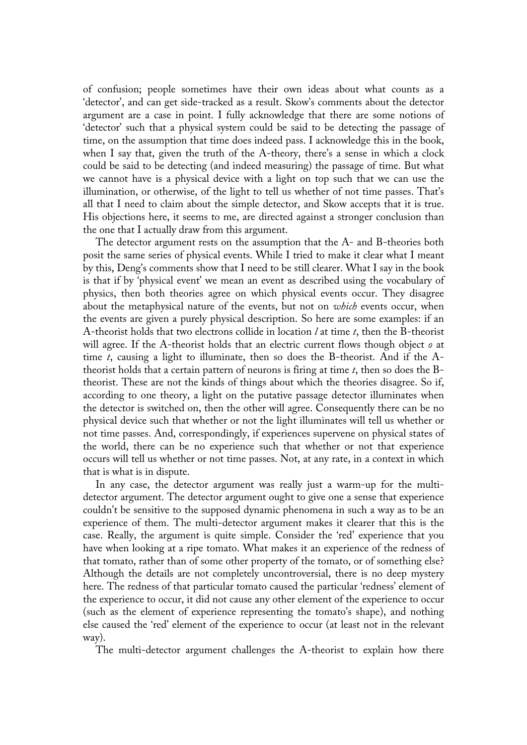of confusion; people sometimes have their own ideas about what counts as a 'detector', and can get side-tracked as a result. Skow's comments about the detector argument are a case in point. I fully acknowledge that there are some notions of 'detector' such that a physical system could be said to be detecting the passage of time, on the assumption that time does indeed pass. I acknowledge this in the book, when I say that, given the truth of the A-theory, there's a sense in which a clock could be said to be detecting (and indeed measuring) the passage of time. But what we cannot have is a physical device with a light on top such that we can use the illumination, or otherwise, of the light to tell us whether of not time passes. That's all that I need to claim about the simple detector, and Skow accepts that it is true. His objections here, it seems to me, are directed against a stronger conclusion than the one that I actually draw from this argument.

The detector argument rests on the assumption that the A- and B-theories both posit the same series of physical events. While I tried to make it clear what I meant by this, Deng's comments show that I need to be still clearer. What I say in the book is that if by 'physical event' we mean an event as described using the vocabulary of physics, then both theories agree on which physical events occur. They disagree about the metaphysical nature of the events, but not on *which* events occur, when the events are given a purely physical description. So here are some examples: if an A-theorist holds that two electrons collide in location *l* at time *t*, then the B-theorist will agree. If the A-theorist holds that an electric current flows though object *o* at time *t*, causing a light to illuminate, then so does the B-theorist. And if the A-theorist holds that a certain pattern of neurons is firing at time *t*, then so does the B-theorist. These are not the kinds of things about which the theories disagree. So if, according to one theory, a light on the putative passage detector illuminates when the detector is switched on, then the other will agree. Consequently there can be no physical device such that whether or not the light illuminates will tell us whether or not time passes. And, correspondingly, if experiences supervene on physical states of the world, there can be no experience such that whether or not that experience occurs will tell us whether or not time passes. Not, at any rate, in a context in which that is what is in dispute.

In any case, the detector argument was really just a warm-up for the multi-detector argument. The detector argument ought to give one a sense that experience couldn't be sensitive to the supposed dynamic phenomena in such a way as to be an experience of them. The multi-detector argument makes it clearer that this is the case. Really, the argument is quite simple. Consider the 'red' experience that you have when looking at a ripe tomato. What makes it an experience of the redness of that tomato, rather than of some other property of the tomato, or of something else? Although the details are not completely uncontroversial, there is no deep mystery here. The redness of that particular tomato caused the particular 'redness' element of the experience to occur, it did not cause any other element of the experience to occur (such as the element of experience representing the tomato's shape), and nothing else caused the 'red' element of the experience to occur (at least not in the relevant way).

The multi-detector argument challenges the A-theorist to explain how there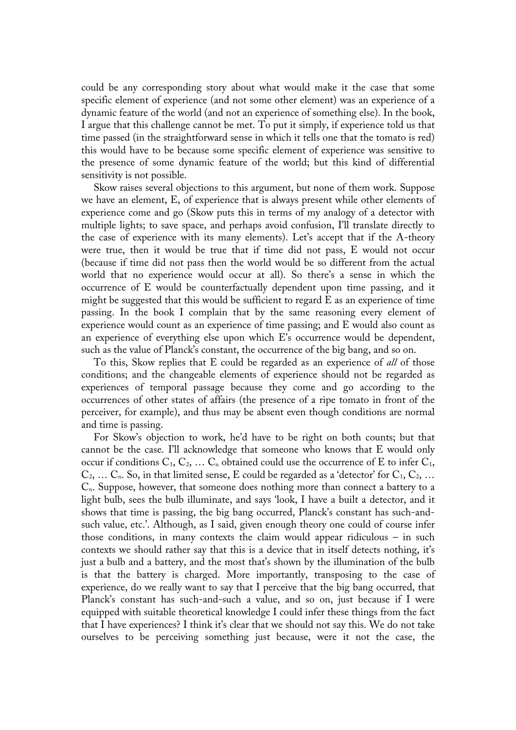could be any corresponding story about what would make it the case that some specific element of experience (and not some other element) was an experience of a dynamic feature of the world (and not an experience of something else). In the book, I argue that this challenge cannot be met. To put it simply, if experience told us that time passed (in the straightforward sense in which it tells one that the tomato is red) this would have to be because some specific element of experience was sensitive to the presence of some dynamic feature of the world; but this kind of differential sensitivity is not possible.

Skow raises several objections to this argument, but none of them work. Suppose we have an element, E, of experience that is always present while other elements of experience come and go (Skow puts this in terms of my analogy of a detector with multiple lights; to save space, and perhaps avoid confusion, I'll translate directly to the case of experience with its many elements). Let's accept that if the A-theory were true, then it would be true that if time did not pass, E would not occur (because if time did not pass then the world would be so different from the actual world that no experience would occur at all). So there's a sense in which the occurrence of E would be counterfactually dependent upon time passing, and it might be suggested that this would be sufficient to regard E as an experience of time passing. In the book I complain that by the same reasoning every element of experience would count as an experience of time passing; and E would also count as an experience of everything else upon which E's occurrence would be dependent, such as the value of Planck's constant, the occurrence of the big bang, and so on.

To this, Skow replies that E could be regarded as an experience of *all* of those conditions; and the changeable elements of experience should not be regarded as experiences of temporal passage because they come and go according to the occurrences of other states of affairs (the presence of a ripe tomato in front of the perceiver, for example), and thus may be absent even though conditions are normal and time is passing.

For Skow's objection to work, he'd have to be right on both counts; but that cannot be the case. I'll acknowledge that someone who knows that E would only occur if conditions $C_1$, $C_2$, … $C_n$ obtained could use the occurrence of E to infer $C_1$, $C_2$, … $C_n$. So, in that limited sense, E could be regarded as a 'detector' for $C_1$, $C_2$, … $C_n$. Suppose, however, that someone does nothing more than connect a battery to a light bulb, sees the bulb illuminate, and says 'look, I have a built a detector, and it shows that time is passing, the big bang occurred, Planck's constant has such-and-such value, etc.'. Although, as I said, given enough theory one could of course infer those conditions, in many contexts the claim would appear ridiculous – in such contexts we should rather say that this is a device that in itself detects nothing, it's just a bulb and a battery, and the most that's shown by the illumination of the bulb is that the battery is charged. More importantly, transposing to the case of experience, do we really want to say that I perceive that the big bang occurred, that Planck's constant has such-and-such a value, and so on, just because if I were equipped with suitable theoretical knowledge I could infer these things from the fact that I have experiences? I think it's clear that we should not say this. We do not take ourselves to be perceiving something just because, were it not the case, the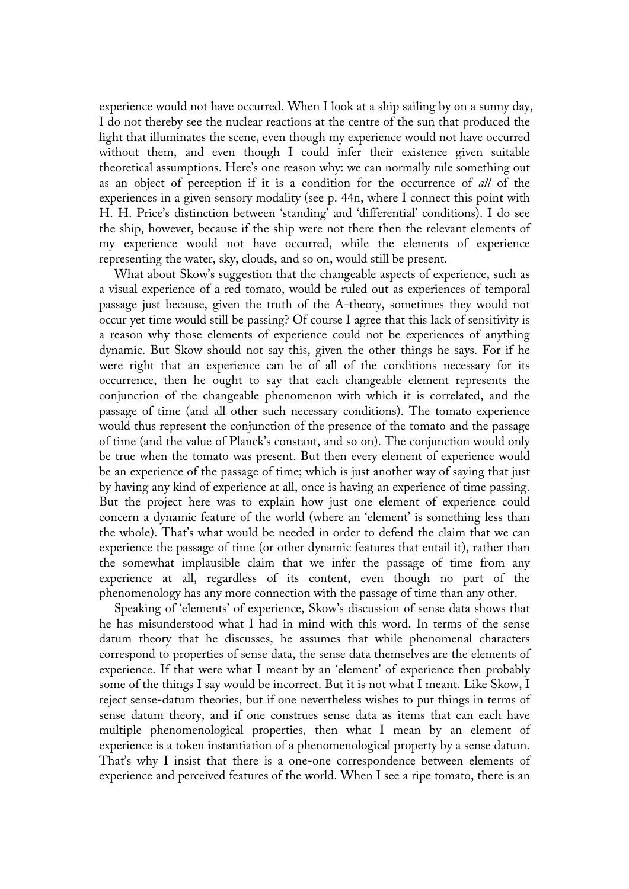experience would not have occurred. When I look at a ship sailing by on a sunny day, I do not thereby see the nuclear reactions at the centre of the sun that produced the light that illuminates the scene, even though my experience would not have occurred without them, and even though I could infer their existence given suitable theoretical assumptions. Here's one reason why: we can normally rule something out as an object of perception if it is a condition for the occurrence of *all* of the experiences in a given sensory modality (see p. 44n, where I connect this point with H. H. Price's distinction between 'standing' and 'differential' conditions). I do see the ship, however, because if the ship were not there then the relevant elements of my experience would not have occurred, while the elements of experience representing the water, sky, clouds, and so on, would still be present.

What about Skow's suggestion that the changeable aspects of experience, such as a visual experience of a red tomato, would be ruled out as experiences of temporal passage just because, given the truth of the A-theory, sometimes they would not occur yet time would still be passing? Of course I agree that this lack of sensitivity is a reason why those elements of experience could not be experiences of anything dynamic. But Skow should not say this, given the other things he says. For if he were right that an experience can be of all of the conditions necessary for its occurrence, then he ought to say that each changeable element represents the conjunction of the changeable phenomenon with which it is correlated, and the passage of time (and all other such necessary conditions). The tomato experience would thus represent the conjunction of the presence of the tomato and the passage of time (and the value of Planck's constant, and so on). The conjunction would only be true when the tomato was present. But then every element of experience would be an experience of the passage of time; which is just another way of saying that just by having any kind of experience at all, once is having an experience of time passing. But the project here was to explain how just one element of experience could concern a dynamic feature of the world (where an 'element' is something less than the whole). That's what would be needed in order to defend the claim that we can experience the passage of time (or other dynamic features that entail it), rather than the somewhat implausible claim that we infer the passage of time from any experience at all, regardless of its content, even though no part of the phenomenology has any more connection with the passage of time than any other.

Speaking of 'elements' of experience, Skow's discussion of sense data shows that he has misunderstood what I had in mind with this word. In terms of the sense datum theory that he discusses, he assumes that while phenomenal characters correspond to properties of sense data, the sense data themselves are the elements of experience. If that were what I meant by an 'element' of experience then probably some of the things I say would be incorrect. But it is not what I meant. Like Skow, I reject sense-datum theories, but if one nevertheless wishes to put things in terms of sense datum theory, and if one construes sense data as items that can each have multiple phenomenological properties, then what I mean by an element of experience is a token instantiation of a phenomenological property by a sense datum. That's why I insist that there is a one-one correspondence between elements of experience and perceived features of the world. When I see a ripe tomato, there is an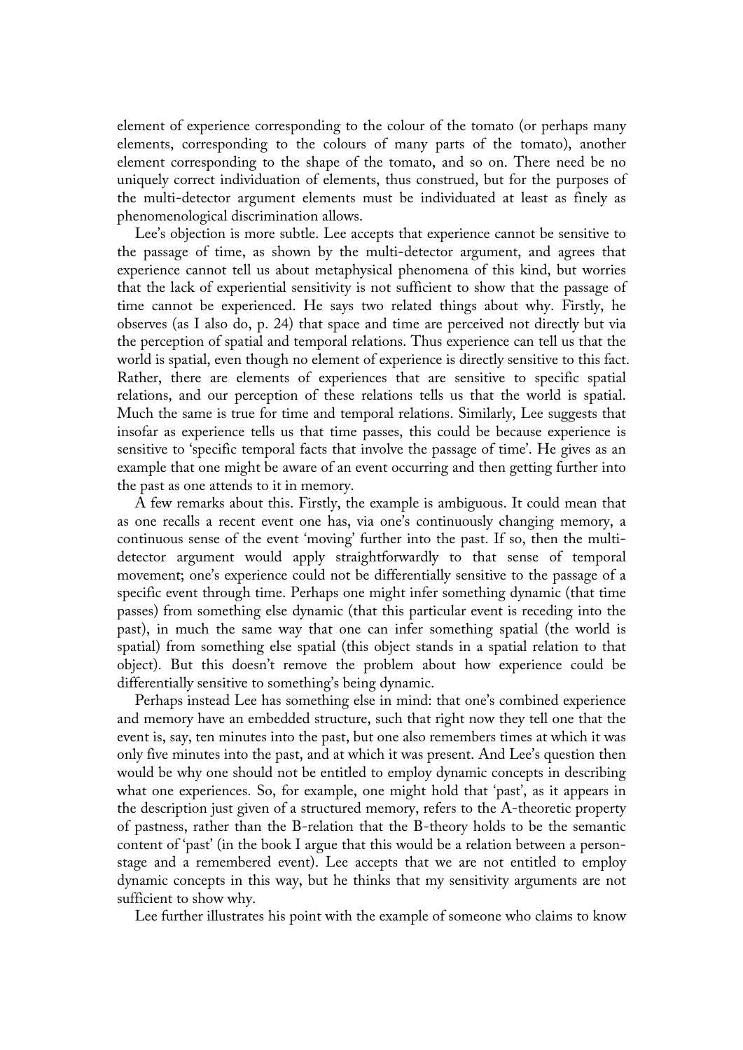element of experience corresponding to the colour of the tomato (or perhaps many elements, corresponding to the colours of many parts of the tomato), another element corresponding to the shape of the tomato, and so on. There need be no uniquely correct individuation of elements, thus construed, but for the purposes of the multi-detector argument elements must be individuated at least as finely as phenomenological discrimination allows.

Lee's objection is more subtle. Lee accepts that experience cannot be sensitive to the passage of time, as shown by the multi-detector argument, and agrees that experience cannot tell us about metaphysical phenomena of this kind, but worries that the lack of experiential sensitivity is not sufficient to show that the passage of time cannot be experienced. He says two related things about why. Firstly, he observes (as I also do, p. 24) that space and time are perceived not directly but via the perception of spatial and temporal relations. Thus experience can tell us that the world is spatial, even though no element of experience is directly sensitive to this fact. Rather, there are elements of experiences that are sensitive to specific spatial relations, and our perception of these relations tells us that the world is spatial. Much the same is true for time and temporal relations. Similarly, Lee suggests that insofar as experience tells us that time passes, this could be because experience is sensitive to 'specific temporal facts that involve the passage of time'. He gives as an example that one might be aware of an event occurring and then getting further into the past as one attends to it in memory.

A few remarks about this. Firstly, the example is ambiguous. It could mean that as one recalls a recent event one has, via one's continuously changing memory, a continuous sense of the event 'moving' further into the past. If so, then the multi-detector argument would apply straightforwardly to that sense of temporal movement; one's experience could not be differentially sensitive to the passage of a specific event through time. Perhaps one might infer something dynamic (that time passes) from something else dynamic (that this particular event is receding into the past), in much the same way that one can infer something spatial (the world is spatial) from something else spatial (this object stands in a spatial relation to that object). But this doesn't remove the problem about how experience could be differentially sensitive to something's being dynamic.

Perhaps instead Lee has something else in mind: that one's combined experience and memory have an embedded structure, such that right now they tell one that the event is, say, ten minutes into the past, but one also remembers times at which it was only five minutes into the past, and at which it was present. And Lee's question then would be why one should not be entitled to employ dynamic concepts in describing what one experiences. So, for example, one might hold that 'past', as it appears in the description just given of a structured memory, refers to the A-theoretic property of pastness, rather than the B-relation that the B-theory holds to be the semantic content of 'past' (in the book I argue that this would be a relation between a person-stage and a remembered event). Lee accepts that we are not entitled to employ dynamic concepts in this way, but he thinks that my sensitivity arguments are not sufficient to show why.

Lee further illustrates his point with the example of someone who claims to know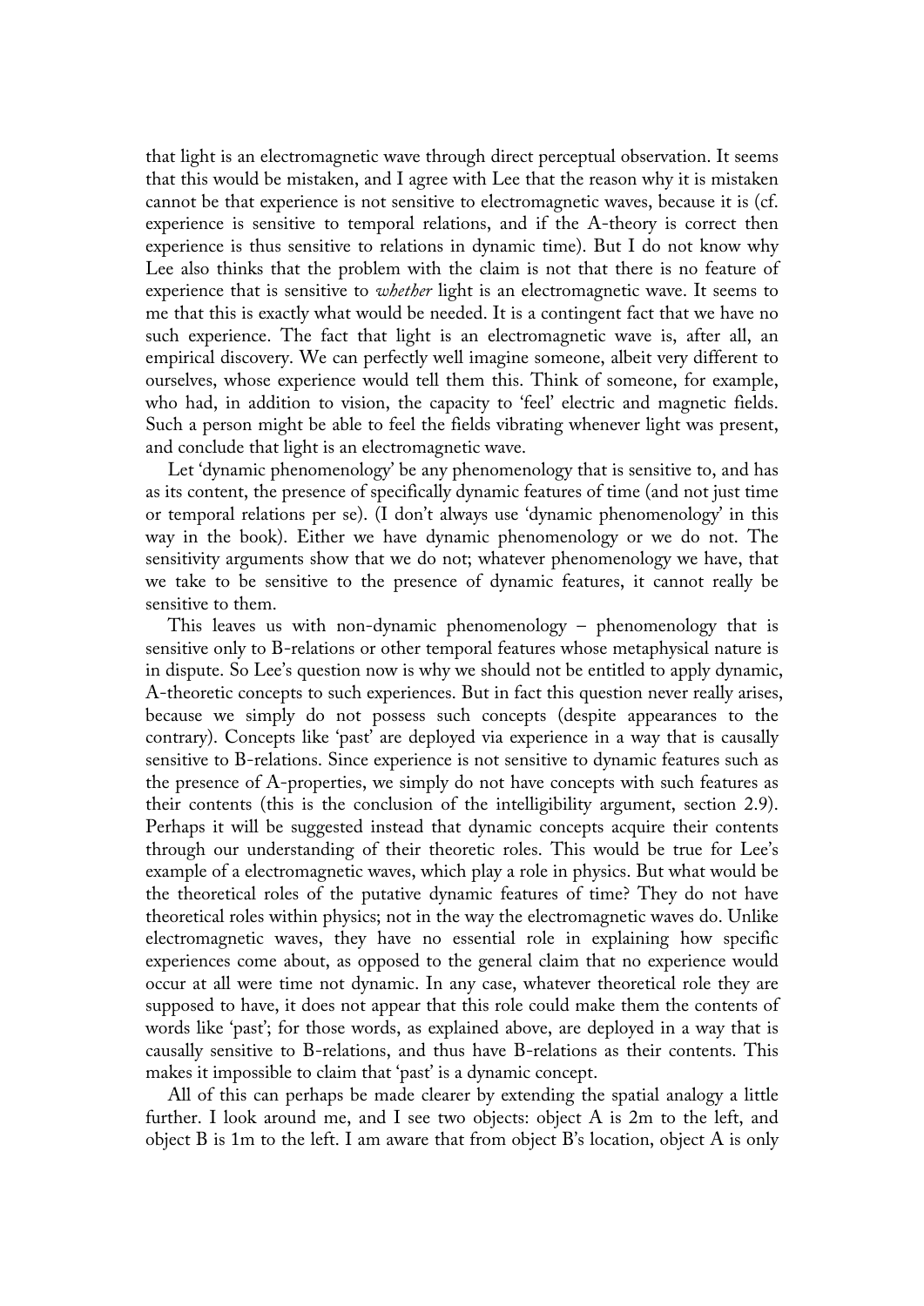that light is an electromagnetic wave through direct perceptual observation. It seems that this would be mistaken, and I agree with Lee that the reason why it is mistaken cannot be that experience is not sensitive to electromagnetic waves, because it is (cf. experience is sensitive to temporal relations, and if the A-theory is correct then experience is thus sensitive to relations in dynamic time). But I do not know why Lee also thinks that the problem with the claim is not that there is no feature of experience that is sensitive to *whether* light is an electromagnetic wave. It seems to me that this is exactly what would be needed. It is a contingent fact that we have no such experience. The fact that light is an electromagnetic wave is, after all, an empirical discovery. We can perfectly well imagine someone, albeit very different to ourselves, whose experience would tell them this. Think of someone, for example, who had, in addition to vision, the capacity to 'feel' electric and magnetic fields. Such a person might be able to feel the fields vibrating whenever light was present, and conclude that light is an electromagnetic wave.

Let 'dynamic phenomenology' be any phenomenology that is sensitive to, and has as its content, the presence of specifically dynamic features of time (and not just time or temporal relations per se). (I don't always use 'dynamic phenomenology' in this way in the book). Either we have dynamic phenomenology or we do not. The sensitivity arguments show that we do not; whatever phenomenology we have, that we take to be sensitive to the presence of dynamic features, it cannot really be sensitive to them.

This leaves us with non-dynamic phenomenology – phenomenology that is sensitive only to B-relations or other temporal features whose metaphysical nature is in dispute. So Lee's question now is why we should not be entitled to apply dynamic, A-theoretic concepts to such experiences. But in fact this question never really arises, because we simply do not possess such concepts (despite appearances to the contrary). Concepts like 'past' are deployed via experience in a way that is causally sensitive to B-relations. Since experience is not sensitive to dynamic features such as the presence of A-properties, we simply do not have concepts with such features as their contents (this is the conclusion of the intelligibility argument, section 2.9). Perhaps it will be suggested instead that dynamic concepts acquire their contents through our understanding of their theoretic roles. This would be true for Lee's example of a electromagnetic waves, which play a role in physics. But what would be the theoretical roles of the putative dynamic features of time? They do not have theoretical roles within physics; not in the way the electromagnetic waves do. Unlike electromagnetic waves, they have no essential role in explaining how specific experiences come about, as opposed to the general claim that no experience would occur at all were time not dynamic. In any case, whatever theoretical role they are supposed to have, it does not appear that this role could make them the contents of words like 'past'; for those words, as explained above, are deployed in a way that is causally sensitive to B-relations, and thus have B-relations as their contents. This makes it impossible to claim that 'past' is a dynamic concept.

All of this can perhaps be made clearer by extending the spatial analogy a little further. I look around me, and I see two objects: object A is 2m to the left, and object B is 1m to the left. I am aware that from object B's location, object A is only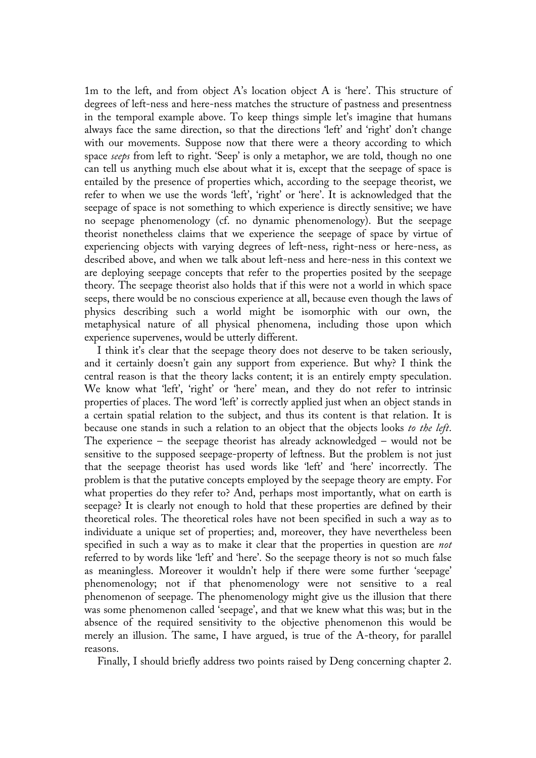1m to the left, and from object A's location object A is 'here'. This structure of degrees of left-ness and here-ness matches the structure of pastness and presentness in the temporal example above. To keep things simple let's imagine that humans always face the same direction, so that the directions 'left' and 'right' don't change with our movements. Suppose now that there were a theory according to which space *seeps* from left to right. 'Seep' is only a metaphor, we are told, though no one can tell us anything much else about what it is, except that the seepage of space is entailed by the presence of properties which, according to the seepage theorist, we refer to when we use the words 'left', 'right' or 'here'. It is acknowledged that the seepage of space is not something to which experience is directly sensitive; we have no seepage phenomenology (cf. no dynamic phenomenology). But the seepage theorist nonetheless claims that we experience the seepage of space by virtue of experiencing objects with varying degrees of left-ness, right-ness or here-ness, as described above, and when we talk about left-ness and here-ness in this context we are deploying seepage concepts that refer to the properties posited by the seepage theory. The seepage theorist also holds that if this were not a world in which space seeps, there would be no conscious experience at all, because even though the laws of physics describing such a world might be isomorphic with our own, the metaphysical nature of all physical phenomena, including those upon which experience supervenes, would be utterly different.

I think it's clear that the seepage theory does not deserve to be taken seriously, and it certainly doesn't gain any support from experience. But why? I think the central reason is that the theory lacks content; it is an entirely empty speculation. We know what 'left', 'right' or 'here' mean, and they do not refer to intrinsic properties of places. The word 'left' is correctly applied just when an object stands in a certain spatial relation to the subject, and thus its content is that relation. It is because one stands in such a relation to an object that the objects looks *to the left*. The experience – the seepage theorist has already acknowledged – would not be sensitive to the supposed seepage-property of leftness. But the problem is not just that the seepage theorist has used words like 'left' and 'here' incorrectly. The problem is that the putative concepts employed by the seepage theory are empty. For what properties do they refer to? And, perhaps most importantly, what on earth is seepage? It is clearly not enough to hold that these properties are defined by their theoretical roles. The theoretical roles have not been specified in such a way as to individuate a unique set of properties; and, moreover, they have nevertheless been specified in such a way as to make it clear that the properties in question are *not* referred to by words like 'left' and 'here'. So the seepage theory is not so much false as meaningless. Moreover it wouldn't help if there were some further 'seepage' phenomenology; not if that phenomenology were not sensitive to a real phenomenon of seepage. The phenomenology might give us the illusion that there was some phenomenon called 'seepage', and that we knew what this was; but in the absence of the required sensitivity to the objective phenomenon this would be merely an illusion. The same, I have argued, is true of the A-theory, for parallel reasons.

Finally, I should briefly address two points raised by Deng concerning chapter 2.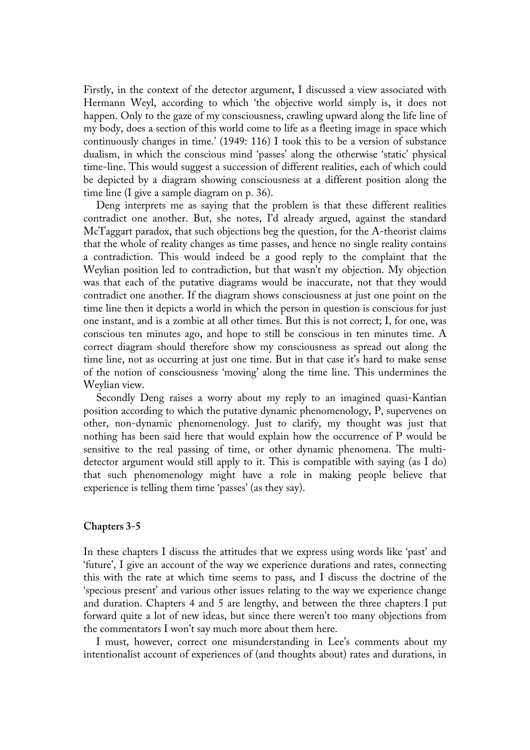Firstly, in the context of the detector argument, I discussed a view associated with Hermann Weyl, according to which 'the objective world simply is, it does not happen. Only to the gaze of my consciousness, crawling upward along the life line of my body, does a section of this world come to life as a fleeting image in space which continuously changes in time.' (1949: 116) I took this to be a version of substance dualism, in which the conscious mind 'passes' along the otherwise 'static' physical time-line. This would suggest a succession of different realities, each of which could be depicted by a diagram showing consciousness at a different position along the time line (I give a sample diagram on p. 36).

Deng interprets me as saying that the problem is that these different realities contradict one another. But, she notes, I'd already argued, against the standard McTaggart paradox, that such objections beg the question, for the A-theorist claims that the whole of reality changes as time passes, and hence no single reality contains a contradiction. This would indeed be a good reply to the complaint that the Weylian position led to contradiction, but that wasn't my objection. My objection was that each of the putative diagrams would be inaccurate, not that they would contradict one another. If the diagram shows consciousness at just one point on the time line then it depicts a world in which the person in question is conscious for just one instant, and is a zombie at all other times. But this is not correct; I, for one, was conscious ten minutes ago, and hope to still be conscious in ten minutes time. A correct diagram should therefore show my consciousness as spread out along the time line, not as occurring at just one time. But in that case it's hard to make sense of the notion of consciousness 'moving' along the time line. This undermines the Weylian view.

Secondly Deng raises a worry about my reply to an imagined quasi-Kantian position according to which the putative dynamic phenomenology, P, supervenes on other, non-dynamic phenomenology. Just to clarify, my thought was just that nothing has been said here that would explain how the occurrence of P would be sensitive to the real passing of time, or other dynamic phenomena. The multi-detector argument would still apply to it. This is compatible with saying (as I do) that such phenomenology might have a role in making people believe that experience is telling them time 'passes' (as they say).

## Chapters 3-5

In these chapters I discuss the attitudes that we express using words like 'past' and 'future', I give an account of the way we experience durations and rates, connecting this with the rate at which time seems to pass, and I discuss the doctrine of the 'specious present' and various other issues relating to the way we experience change and duration. Chapters 4 and 5 are lengthy, and between the three chapters I put forward quite a lot of new ideas, but since there weren't too many objections from the commentators I won't say much more about them here.

I must, however, correct one misunderstanding in Lee's comments about my intentionalist account of experiences of (and thoughts about) rates and durations, in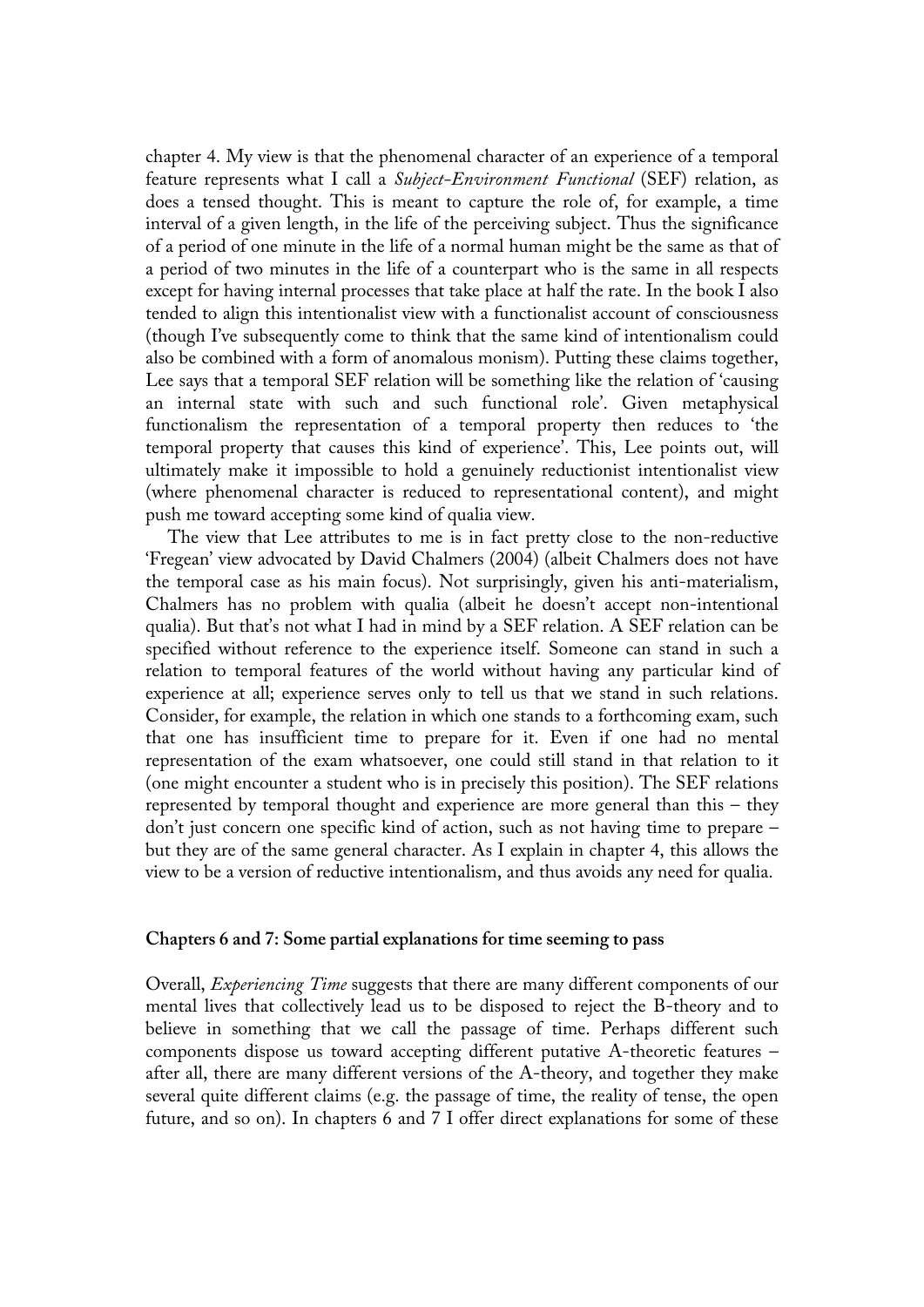chapter 4. My view is that the phenomenal character of an experience of a temporal feature represents what I call a *Subject-Environment Functional* (SEF) relation, as does a tensed thought. This is meant to capture the role of, for example, a time interval of a given length, in the life of the perceiving subject. Thus the significance of a period of one minute in the life of a normal human might be the same as that of a period of two minutes in the life of a counterpart who is the same in all respects except for having internal processes that take place at half the rate. In the book I also tended to align this intentionalist view with a functionalist account of consciousness (though I've subsequently come to think that the same kind of intentionalism could also be combined with a form of anomalous monism). Putting these claims together, Lee says that a temporal SEF relation will be something like the relation of 'causing an internal state with such and such functional role'. Given metaphysical functionalism the representation of a temporal property then reduces to 'the temporal property that causes this kind of experience'. This, Lee points out, will ultimately make it impossible to hold a genuinely reductionist intentionalist view (where phenomenal character is reduced to representational content), and might push me toward accepting some kind of qualia view.

The view that Lee attributes to me is in fact pretty close to the non-reductive 'Fregean' view advocated by David Chalmers (2004) (albeit Chalmers does not have the temporal case as his main focus). Not surprisingly, given his anti-materialism, Chalmers has no problem with qualia (albeit he doesn't accept non-intentional qualia). But that's not what I had in mind by a SEF relation. A SEF relation can be specified without reference to the experience itself. Someone can stand in such a relation to temporal features of the world without having any particular kind of experience at all; experience serves only to tell us that we stand in such relations. Consider, for example, the relation in which one stands to a forthcoming exam, such that one has insufficient time to prepare for it. Even if one had no mental representation of the exam whatsoever, one could still stand in that relation to it (one might encounter a student who is in precisely this position). The SEF relations represented by temporal thought and experience are more general than this – they don't just concern one specific kind of action, such as not having time to prepare – but they are of the same general character. As I explain in chapter 4, this allows the view to be a version of reductive intentionalism, and thus avoids any need for qualia.

### Chapters 6 and 7: Some partial explanations for time seeming to pass

Overall, *Experiencing Time* suggests that there are many different components of our mental lives that collectively lead us to be disposed to reject the B-theory and to believe in something that we call the passage of time. Perhaps different such components dispose us toward accepting different putative A-theoretic features – after all, there are many different versions of the A-theory, and together they make several quite different claims (e.g. the passage of time, the reality of tense, the open future, and so on). In chapters 6 and 7 I offer direct explanations for some of these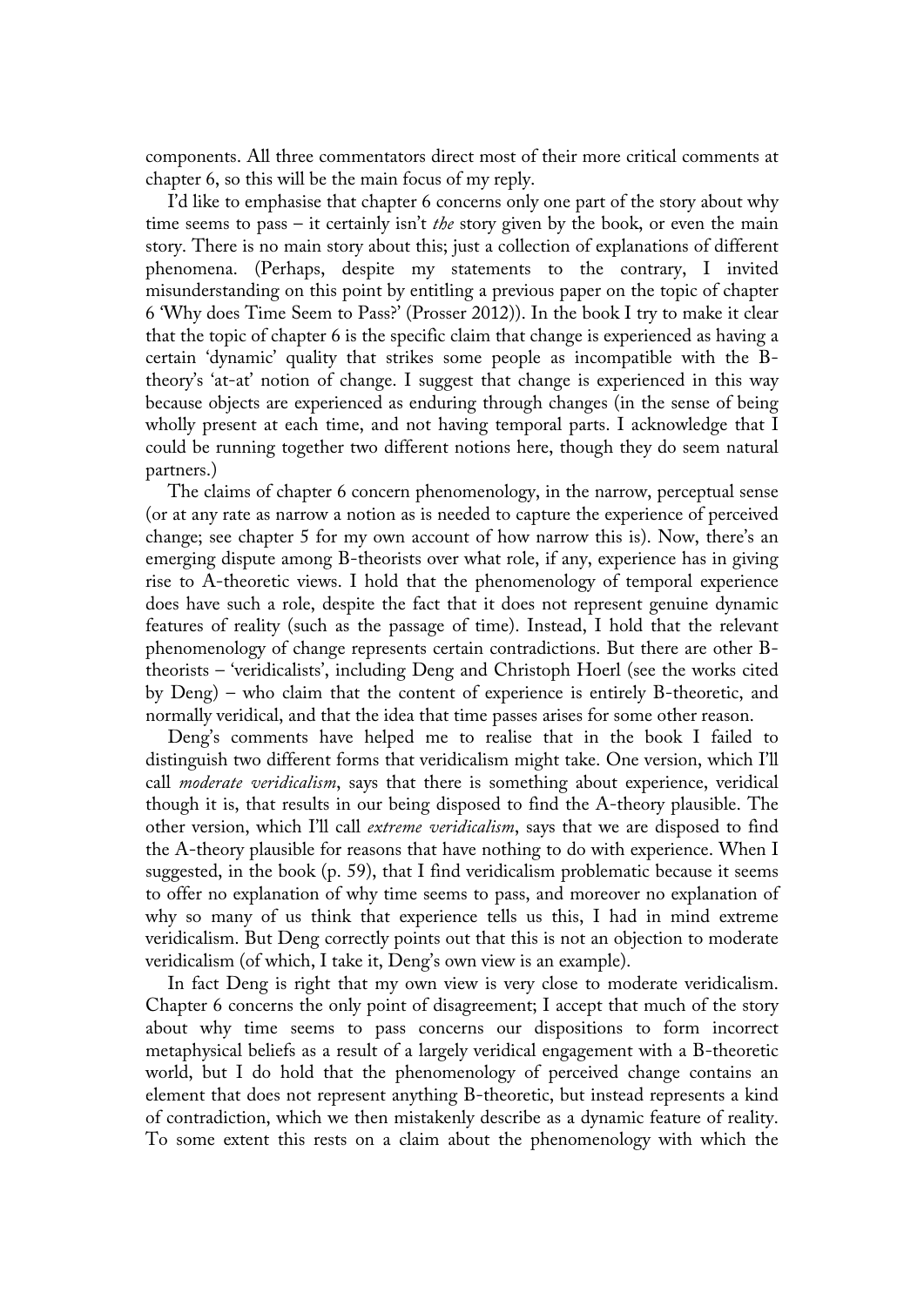components. All three commentators direct most of their more critical comments at chapter 6, so this will be the main focus of my reply.

I'd like to emphasise that chapter 6 concerns only one part of the story about why time seems to pass – it certainly isn't *the* story given by the book, or even the main story. There is no main story about this; just a collection of explanations of different phenomena. (Perhaps, despite my statements to the contrary, I invited misunderstanding on this point by entitling a previous paper on the topic of chapter 6 'Why does Time Seem to Pass?' (Prosser 2012)). In the book I try to make it clear that the topic of chapter 6 is the specific claim that change is experienced as having a certain 'dynamic' quality that strikes some people as incompatible with the B-theory's 'at-at' notion of change. I suggest that change is experienced in this way because objects are experienced as enduring through changes (in the sense of being wholly present at each time, and not having temporal parts. I acknowledge that I could be running together two different notions here, though they do seem natural partners.)

The claims of chapter 6 concern phenomenology, in the narrow, perceptual sense (or at any rate as narrow a notion as is needed to capture the experience of perceived change; see chapter 5 for my own account of how narrow this is). Now, there's an emerging dispute among B-theorists over what role, if any, experience has in giving rise to A-theoretic views. I hold that the phenomenology of temporal experience does have such a role, despite the fact that it does not represent genuine dynamic features of reality (such as the passage of time). Instead, I hold that the relevant phenomenology of change represents certain contradictions. But there are other B-theorists – 'veridicalists', including Deng and Christoph Hoerl (see the works cited by Deng) – who claim that the content of experience is entirely B-theoretic, and normally veridical, and that the idea that time passes arises for some other reason.

Deng's comments have helped me to realise that in the book I failed to distinguish two different forms that veridicalism might take. One version, which I'll call *moderate veridicalism*, says that there is something about experience, veridical though it is, that results in our being disposed to find the A-theory plausible. The other version, which I'll call *extreme veridicalism*, says that we are disposed to find the A-theory plausible for reasons that have nothing to do with experience. When I suggested, in the book (p. 59), that I find veridicalism problematic because it seems to offer no explanation of why time seems to pass, and moreover no explanation of why so many of us think that experience tells us this, I had in mind extreme veridicalism. But Deng correctly points out that this is not an objection to moderate veridicalism (of which, I take it, Deng's own view is an example).

In fact Deng is right that my own view is very close to moderate veridicalism. Chapter 6 concerns the only point of disagreement; I accept that much of the story about why time seems to pass concerns our dispositions to form incorrect metaphysical beliefs as a result of a largely veridical engagement with a B-theoretic world, but I do hold that the phenomenology of perceived change contains an element that does not represent anything B-theoretic, but instead represents a kind of contradiction, which we then mistakenly describe as a dynamic feature of reality. To some extent this rests on a claim about the phenomenology with which the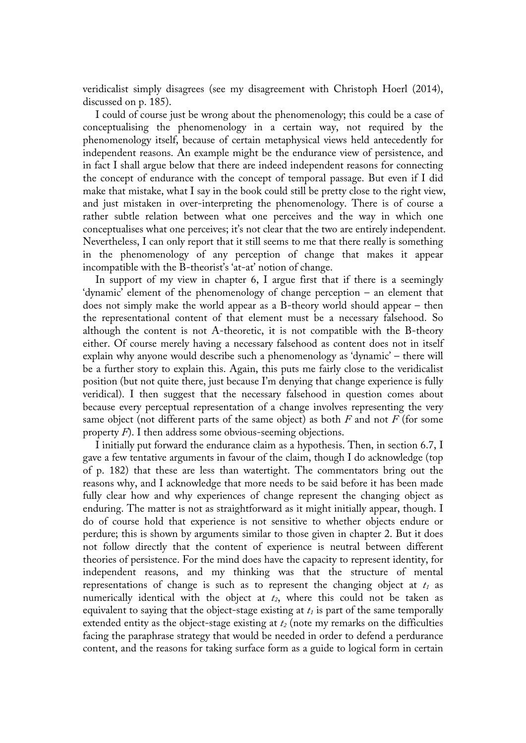veridicalist simply disagrees (see my disagreement with Christoph Hoerl (2014), discussed on p. 185).

I could of course just be wrong about the phenomenology; this could be a case of conceptualising the phenomenology in a certain way, not required by the phenomenology itself, because of certain metaphysical views held antecedently for independent reasons. An example might be the endurance view of persistence, and in fact I shall argue below that there are indeed independent reasons for connecting the concept of endurance with the concept of temporal passage. But even if I did make that mistake, what I say in the book could still be pretty close to the right view, and just mistaken in over-interpreting the phenomenology. There is of course a rather subtle relation between what one perceives and the way in which one conceptualises what one perceives; it's not clear that the two are entirely independent. Nevertheless, I can only report that it still seems to me that there really is something in the phenomenology of any perception of change that makes it appear incompatible with the B-theorist's 'at-at' notion of change.

In support of my view in chapter 6, I argue first that if there is a seemingly 'dynamic' element of the phenomenology of change perception – an element that does not simply make the world appear as a B-theory world should appear – then the representational content of that element must be a necessary falsehood. So although the content is not A-theoretic, it is not compatible with the B-theory either. Of course merely having a necessary falsehood as content does not in itself explain why anyone would describe such a phenomenology as 'dynamic' – there will be a further story to explain this. Again, this puts me fairly close to the veridicalist position (but not quite there, just because I'm denying that change experience is fully veridical). I then suggest that the necessary falsehood in question comes about because every perceptual representation of a change involves representing the very same object (not different parts of the same object) as both *F* and not *F* (for some property *F*). I then address some obvious-seeming objections.

I initially put forward the endurance claim as a hypothesis. Then, in section 6.7, I gave a few tentative arguments in favour of the claim, though I do acknowledge (top of p. 182) that these are less than watertight. The commentators bring out the reasons why, and I acknowledge that more needs to be said before it has been made fully clear how and why experiences of change represent the changing object as enduring. The matter is not as straightforward as it might initially appear, though. I do of course hold that experience is not sensitive to whether objects endure or perdure; this is shown by arguments similar to those given in chapter 2. But it does not follow directly that the content of experience is neutral between different theories of persistence. For the mind does have the capacity to represent identity, for independent reasons, and my thinking was that the structure of mental representations of change is such as to represent the changing object at $t_1$ as numerically identical with the object at $t_2$, where this could not be taken as equivalent to saying that the object-stage existing at $t_1$ is part of the same temporally extended entity as the object-stage existing at $t_2$ (note my remarks on the difficulties facing the paraphrase strategy that would be needed in order to defend a perdurance content, and the reasons for taking surface form as a guide to logical form in certain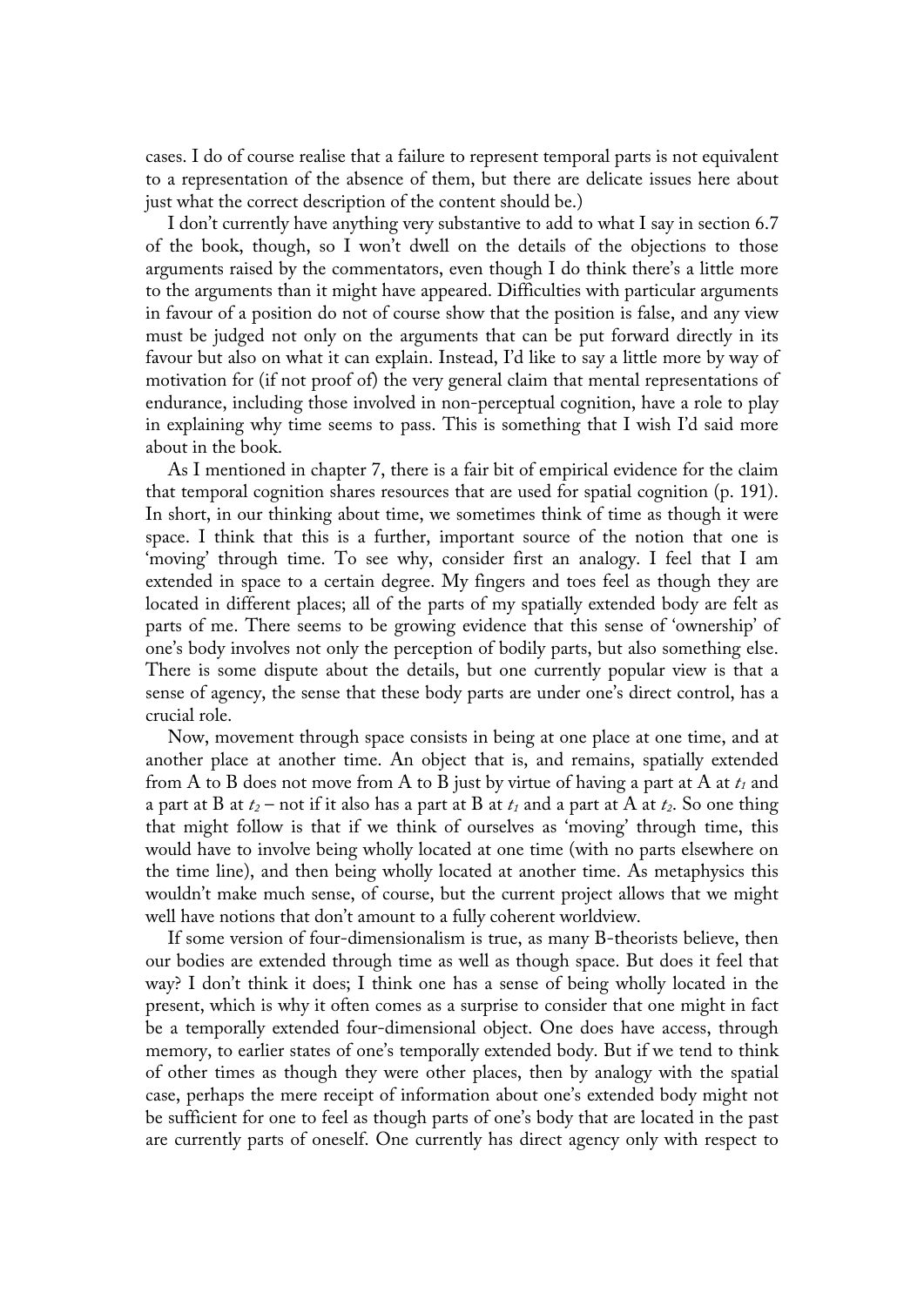cases. I do of course realise that a failure to represent temporal parts is not equivalent to a representation of the absence of them, but there are delicate issues here about just what the correct description of the content should be.)

I don't currently have anything very substantive to add to what I say in section 6.7 of the book, though, so I won't dwell on the details of the objections to those arguments raised by the commentators, even though I do think there's a little more to the arguments than it might have appeared. Difficulties with particular arguments in favour of a position do not of course show that the position is false, and any view must be judged not only on the arguments that can be put forward directly in its favour but also on what it can explain. Instead, I'd like to say a little more by way of motivation for (if not proof of) the very general claim that mental representations of endurance, including those involved in non-perceptual cognition, have a role to play in explaining why time seems to pass. This is something that I wish I'd said more about in the book.

As I mentioned in chapter 7, there is a fair bit of empirical evidence for the claim that temporal cognition shares resources that are used for spatial cognition (p. 191). In short, in our thinking about time, we sometimes think of time as though it were space. I think that this is a further, important source of the notion that one is 'moving' through time. To see why, consider first an analogy. I feel that I am extended in space to a certain degree. My fingers and toes feel as though they are located in different places; all of the parts of my spatially extended body are felt as parts of me. There seems to be growing evidence that this sense of 'ownership' of one's body involves not only the perception of bodily parts, but also something else. There is some dispute about the details, but one currently popular view is that a sense of agency, the sense that these body parts are under one's direct control, has a crucial role.

Now, movement through space consists in being at one place at one time, and at another place at another time. An object that is, and remains, spatially extended from A to B does not move from A to B just by virtue of having a part at A at $t_1$ and a part at B at $t_2$ – not if it also has a part at B at $t_1$ and a part at A at $t_2$. So one thing that might follow is that if we think of ourselves as 'moving' through time, this would have to involve being wholly located at one time (with no parts elsewhere on the time line), and then being wholly located at another time. As metaphysics this wouldn't make much sense, of course, but the current project allows that we might well have notions that don't amount to a fully coherent worldview.

If some version of four-dimensionalism is true, as many B-theorists believe, then our bodies are extended through time as well as though space. But does it feel that way? I don't think it does; I think one has a sense of being wholly located in the present, which is why it often comes as a surprise to consider that one might in fact be a temporally extended four-dimensional object. One does have access, through memory, to earlier states of one's temporally extended body. But if we tend to think of other times as though they were other places, then by analogy with the spatial case, perhaps the mere receipt of information about one's extended body might not be sufficient for one to feel as though parts of one's body that are located in the past are currently parts of oneself. One currently has direct agency only with respect to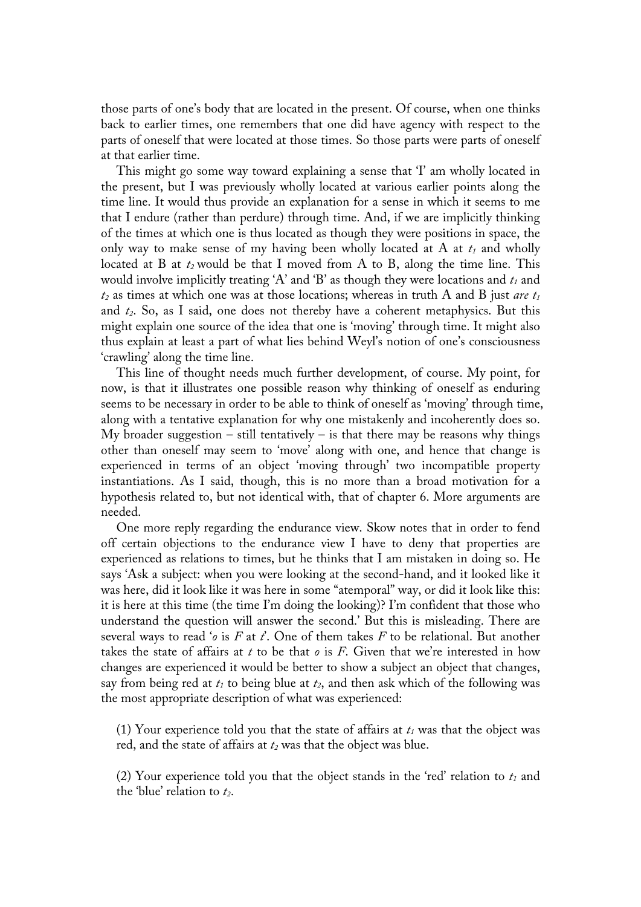those parts of one's body that are located in the present. Of course, when one thinks back to earlier times, one remembers that one did have agency with respect to the parts of oneself that were located at those times. So those parts were parts of oneself at that earlier time.

This might go some way toward explaining a sense that 'I' am wholly located in the present, but I was previously wholly located at various earlier points along the time line. It would thus provide an explanation for a sense in which it seems to me that I endure (rather than perdure) through time. And, if we are implicitly thinking of the times at which one is thus located as though they were positions in space, the only way to make sense of my having been wholly located at A at $t_1$ and wholly located at B at $t_2$ would be that I moved from A to B, along the time line. This would involve implicitly treating 'A' and 'B' as though they were locations and $t_1$ and $t_2$ as times at which one was at those locations; whereas in truth A and B just *are* $t_1$ and $t_2$. So, as I said, one does not thereby have a coherent metaphysics. But this might explain one source of the idea that one is 'moving' through time. It might also thus explain at least a part of what lies behind Weyl's notion of one's consciousness 'crawling' along the time line.

This line of thought needs much further development, of course. My point, for now, is that it illustrates one possible reason why thinking of oneself as enduring seems to be necessary in order to be able to think of oneself as 'moving' through time, along with a tentative explanation for why one mistakenly and incoherently does so. My broader suggestion – still tentatively – is that there may be reasons why things other than oneself may seem to 'move' along with one, and hence that change is experienced in terms of an object 'moving through' two incompatible property instantiations. As I said, though, this is no more than a broad motivation for a hypothesis related to, but not identical with, that of chapter 6. More arguments are needed.

One more reply regarding the endurance view. Skow notes that in order to fend off certain objections to the endurance view I have to deny that properties are experienced as relations to times, but he thinks that I am mistaken in doing so. He says 'Ask a subject: when you were looking at the second-hand, and it looked like it was here, did it look like it was here in some "atemporal" way, or did it look like this: it is here at this time (the time I'm doing the looking)? I'm confident that those who understand the question will answer the second.' But this is misleading. There are several ways to read '$o$ is $F$ at $t$'. One of them takes $F$ to be relational. But another takes the state of affairs at $t$ to be that $o$ is $F$. Given that we're interested in how changes are experienced it would be better to show a subject an object that changes, say from being red at $t_1$ to being blue at $t_2$, and then ask which of the following was the most appropriate description of what was experienced:

(1) Your experience told you that the state of affairs at $t_1$ was that the object was red, and the state of affairs at $t_2$ was that the object was blue.

(2) Your experience told you that the object stands in the 'red' relation to $t_1$ and the 'blue' relation to $t_2$.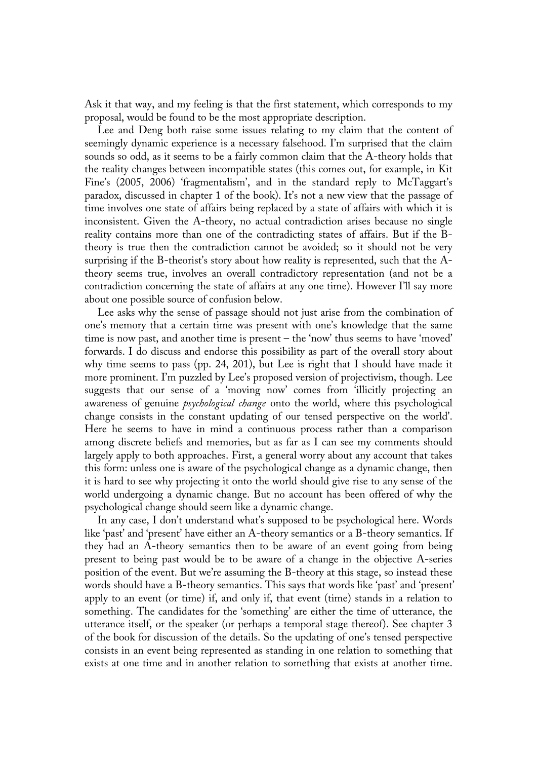Ask it that way, and my feeling is that the first statement, which corresponds to my proposal, would be found to be the most appropriate description.

Lee and Deng both raise some issues relating to my claim that the content of seemingly dynamic experience is a necessary falsehood. I'm surprised that the claim sounds so odd, as it seems to be a fairly common claim that the A-theory holds that the reality changes between incompatible states (this comes out, for example, in Kit Fine's (2005, 2006) 'fragmentalism', and in the standard reply to McTaggart's paradox, discussed in chapter 1 of the book). It's not a new view that the passage of time involves one state of affairs being replaced by a state of affairs with which it is inconsistent. Given the A-theory, no actual contradiction arises because no single reality contains more than one of the contradicting states of affairs. But if the B-theory is true then the contradiction cannot be avoided; so it should not be very surprising if the B-theorist's story about how reality is represented, such that the A-theory seems true, involves an overall contradictory representation (and not be a contradiction concerning the state of affairs at any one time). However I'll say more about one possible source of confusion below.

Lee asks why the sense of passage should not just arise from the combination of one's memory that a certain time was present with one's knowledge that the same time is now past, and another time is present – the 'now' thus seems to have 'moved' forwards. I do discuss and endorse this possibility as part of the overall story about why time seems to pass (pp. 24, 201), but Lee is right that I should have made it more prominent. I'm puzzled by Lee's proposed version of projectivism, though. Lee suggests that our sense of a 'moving now' comes from 'illicitly projecting an awareness of genuine *psychological change* onto the world, where this psychological change consists in the constant updating of our tensed perspective on the world'. Here he seems to have in mind a continuous process rather than a comparison among discrete beliefs and memories, but as far as I can see my comments should largely apply to both approaches. First, a general worry about any account that takes this form: unless one is aware of the psychological change as a dynamic change, then it is hard to see why projecting it onto the world should give rise to any sense of the world undergoing a dynamic change. But no account has been offered of why the psychological change should seem like a dynamic change.

In any case, I don't understand what's supposed to be psychological here. Words like 'past' and 'present' have either an A-theory semantics or a B-theory semantics. If they had an A-theory semantics then to be aware of an event going from being present to being past would be to be aware of a change in the objective A-series position of the event. But we're assuming the B-theory at this stage, so instead these words should have a B-theory semantics. This says that words like 'past' and 'present' apply to an event (or time) if, and only if, that event (time) stands in a relation to something. The candidates for the 'something' are either the time of utterance, the utterance itself, or the speaker (or perhaps a temporal stage thereof). See chapter 3 of the book for discussion of the details. So the updating of one's tensed perspective consists in an event being represented as standing in one relation to something that exists at one time and in another relation to something that exists at another time.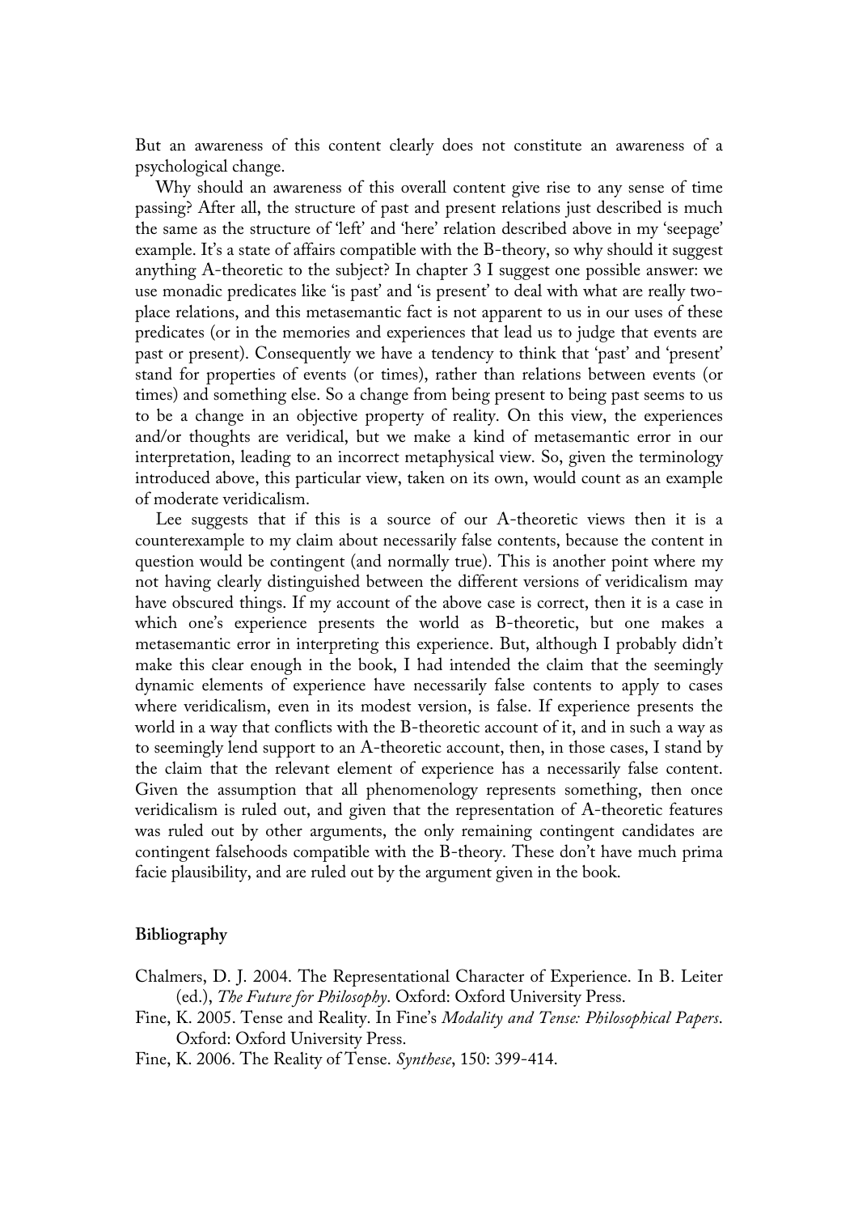But an awareness of this content clearly does not constitute an awareness of a psychological change.

Why should an awareness of this overall content give rise to any sense of time passing? After all, the structure of past and present relations just described is much the same as the structure of 'left' and 'here' relation described above in my 'seepage' example. It's a state of affairs compatible with the B-theory, so why should it suggest anything A-theoretic to the subject? In chapter 3 I suggest one possible answer: we use monadic predicates like 'is past' and 'is present' to deal with what are really two-place relations, and this metasemantic fact is not apparent to us in our uses of these predicates (or in the memories and experiences that lead us to judge that events are past or present). Consequently we have a tendency to think that 'past' and 'present' stand for properties of events (or times), rather than relations between events (or times) and something else. So a change from being present to being past seems to us to be a change in an objective property of reality. On this view, the experiences and/or thoughts are veridical, but we make a kind of metasemantic error in our interpretation, leading to an incorrect metaphysical view. So, given the terminology introduced above, this particular view, taken on its own, would count as an example of moderate veridicalism.

Lee suggests that if this is a source of our A-theoretic views then it is a counterexample to my claim about necessarily false contents, because the content in question would be contingent (and normally true). This is another point where my not having clearly distinguished between the different versions of veridicalism may have obscured things. If my account of the above case is correct, then it is a case in which one's experience presents the world as B-theoretic, but one makes a metasemantic error in interpreting this experience. But, although I probably didn't make this clear enough in the book, I had intended the claim that the seemingly dynamic elements of experience have necessarily false contents to apply to cases where veridicalism, even in its modest version, is false. If experience presents the world in a way that conflicts with the B-theoretic account of it, and in such a way as to seemingly lend support to an A-theoretic account, then, in those cases, I stand by the claim that the relevant element of experience has a necessarily false content. Given the assumption that all phenomenology represents something, then once veridicalism is ruled out, and given that the representation of A-theoretic features was ruled out by other arguments, the only remaining contingent candidates are contingent falsehoods compatible with the B-theory. These don't have much prima facie plausibility, and are ruled out by the argument given in the book.

## Bibliography

Chalmers, D. J. 2004. The Representational Character of Experience. In B. Leiter (ed.), *The Future for Philosophy*. Oxford: Oxford University Press.

Fine, K. 2005. Tense and Reality. In Fine's *Modality and Tense: Philosophical Papers*. Oxford: Oxford University Press.

Fine, K. 2006. The Reality of Tense. *Synthese*, 150: 399-414.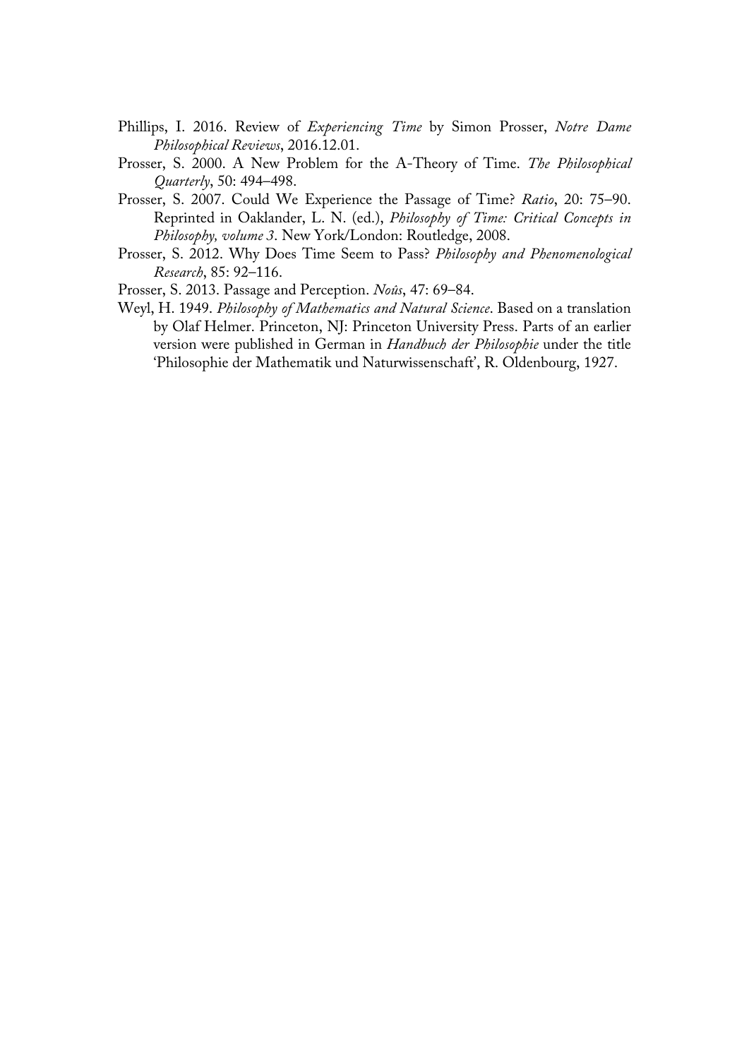Phillips, I. 2016. Review of *Experiencing Time* by Simon Prosser, *Notre Dame Philosophical Reviews*, 2016.12.01.

Prosser, S. 2000. A New Problem for the A-Theory of Time. *The Philosophical Quarterly*, 50: 494–498.

Prosser, S. 2007. Could We Experience the Passage of Time? *Ratio*, 20: 75–90. Reprinted in Oaklander, L. N. (ed.), *Philosophy of Time: Critical Concepts in Philosophy, volume 3*. New York/London: Routledge, 2008.

Prosser, S. 2012. Why Does Time Seem to Pass? *Philosophy and Phenomenological Research*, 85: 92–116.

Prosser, S. 2013. Passage and Perception. *Noûs*, 47: 69–84.

Weyl, H. 1949. *Philosophy of Mathematics and Natural Science*. Based on a translation by Olaf Helmer. Princeton, NJ: Princeton University Press. Parts of an earlier version were published in German in *Handbuch der Philosophie* under the title 'Philosophie der Mathematik und Naturwissenschaft', R. Oldenbourg, 1927.